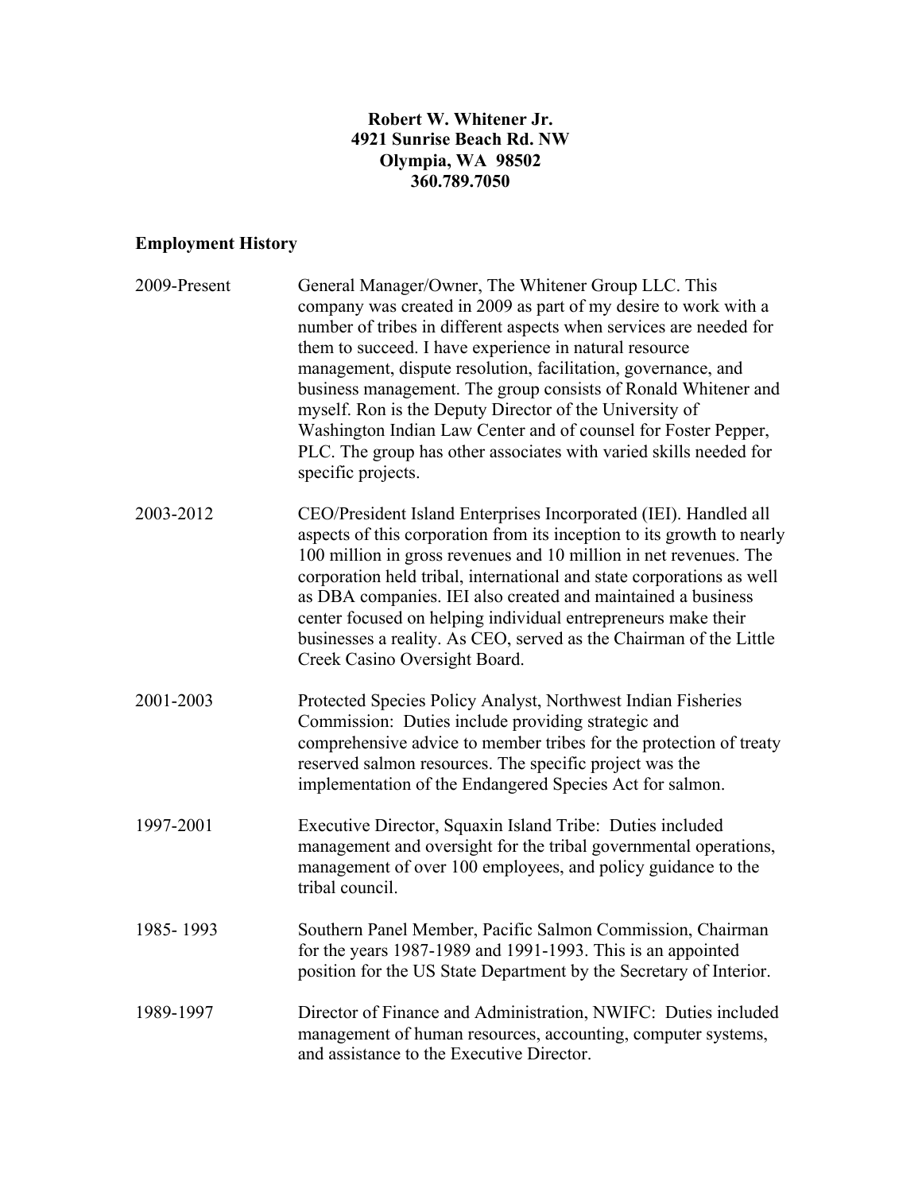**Robert W. Whitener Jr.**
**4921 Sunrise Beach Rd. NW**
**Olympia, WA 98502**
**360.789.7050**

## Employment History

| | |
|---|---|
| 2009-Present | General Manager/Owner, The Whitener Group LLC. This company was created in 2009 as part of my desire to work with a number of tribes in different aspects when services are needed for them to succeed. I have experience in natural resource management, dispute resolution, facilitation, governance, and business management. The group consists of Ronald Whitener and myself. Ron is the Deputy Director of the University of Washington Indian Law Center and of counsel for Foster Pepper, PLC. The group has other associates with varied skills needed for specific projects. |
| 2003-2012 | CEO/President Island Enterprises Incorporated (IEI). Handled all aspects of this corporation from its inception to its growth to nearly 100 million in gross revenues and 10 million in net revenues. The corporation held tribal, international and state corporations as well as DBA companies. IEI also created and maintained a business center focused on helping individual entrepreneurs make their businesses a reality. As CEO, served as the Chairman of the Little Creek Casino Oversight Board. |
| 2001-2003 | Protected Species Policy Analyst, Northwest Indian Fisheries Commission: Duties include providing strategic and comprehensive advice to member tribes for the protection of treaty reserved salmon resources. The specific project was the implementation of the Endangered Species Act for salmon. |
| 1997-2001 | Executive Director, Squaxin Island Tribe: Duties included management and oversight for the tribal governmental operations, management of over 100 employees, and policy guidance to the tribal council. |
| 1985- 1993 | Southern Panel Member, Pacific Salmon Commission, Chairman for the years 1987-1989 and 1991-1993. This is an appointed position for the US State Department by the Secretary of Interior. |
| 1989-1997 | Director of Finance and Administration, NWIFC: Duties included management of human resources, accounting, computer systems, and assistance to the Executive Director. |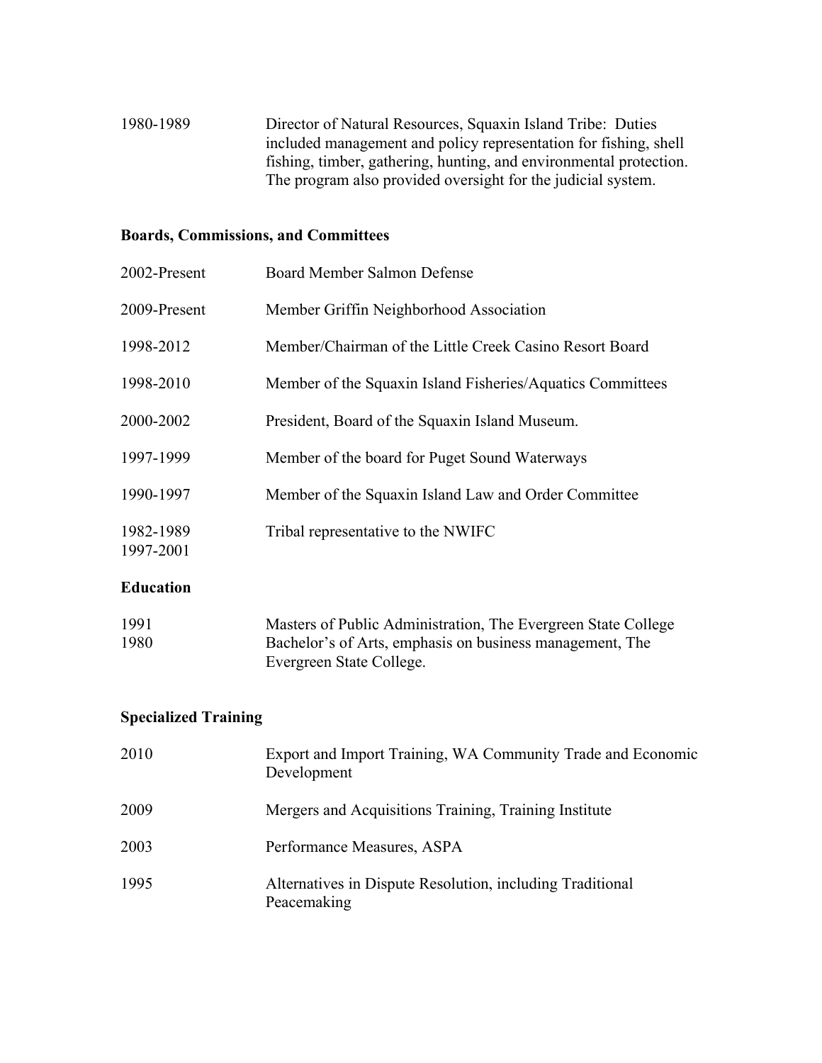1980-1989 Director of Natural Resources, Squaxin Island Tribe: Duties included management and policy representation for fishing, shell fishing, timber, gathering, hunting, and environmental protection. The program also provided oversight for the judicial system.

## Boards, Commissions, and Committees

| | |
|---|---|
| 2002-Present | Board Member Salmon Defense |
| 2009-Present | Member Griffin Neighborhood Association |
| 1998-2012 | Member/Chairman of the Little Creek Casino Resort Board |
| 1998-2010 | Member of the Squaxin Island Fisheries/Aquatics Committees |
| 2000-2002 | President, Board of the Squaxin Island Museum. |
| 1997-1999 | Member of the board for Puget Sound Waterways |
| 1990-1997 | Member of the Squaxin Island Law and Order Committee |
| 1982-1989<br>1997-2001 | Tribal representative to the NWIFC |

## Education

| | |
|---|---|
| 1991 | Masters of Public Administration, The Evergreen State College |
| 1980 | Bachelor's of Arts, emphasis on business management, The Evergreen State College. |

## Specialized Training

| | |
|---|---|
| 2010 | Export and Import Training, WA Community Trade and Economic Development |
| 2009 | Mergers and Acquisitions Training, Training Institute |
| 2003 | Performance Measures, ASPA |
| 1995 | Alternatives in Dispute Resolution, including Traditional Peacemaking |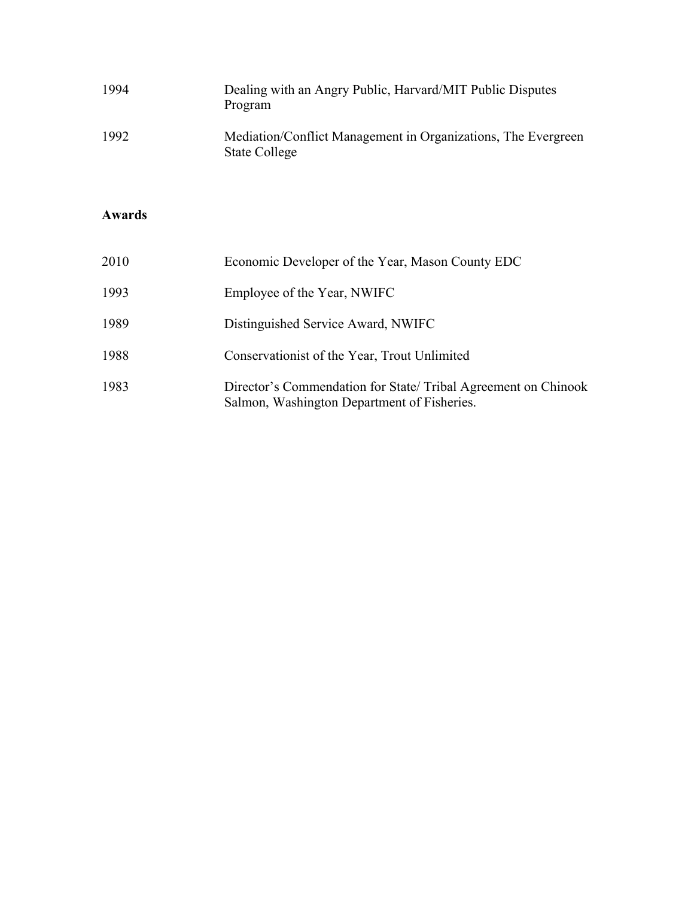| | |
|---|---|
| 1994 | Dealing with an Angry Public, Harvard/MIT Public Disputes Program |
| 1992 | Mediation/Conflict Management in Organizations, The Evergreen State College |

**Awards**

| | |
|---|---|
| 2010 | Economic Developer of the Year, Mason County EDC |
| 1993 | Employee of the Year, NWIFC |
| 1989 | Distinguished Service Award, NWIFC |
| 1988 | Conservationist of the Year, Trout Unlimited |
| 1983 | Director's Commendation for State/ Tribal Agreement on Chinook Salmon, Washington Department of Fisheries. |